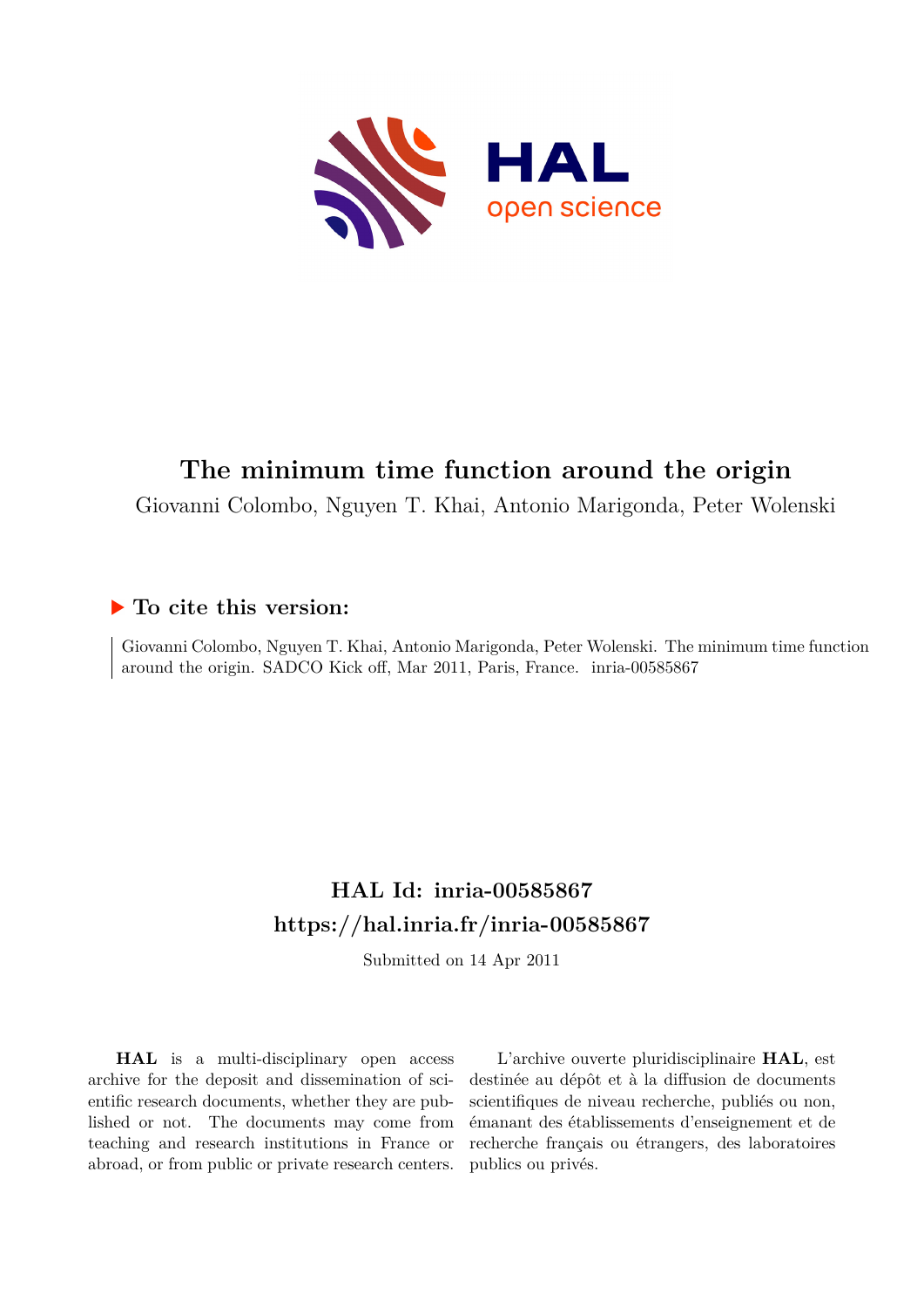# The minimum time function around the origin

Giovanni Colombo, Nguyen T. Khai, Antonio Marigonda, Peter Wolenski

## ▶ To cite this version:

Giovanni Colombo, Nguyen T. Khai, Antonio Marigonda, Peter Wolenski. The minimum time function around the origin. SADCO Kick off, Mar 2011, Paris, France. inria-00585867

## HAL Id: inria-00585867

## https://hal.inria.fr/inria-00585867

Submitted on 14 Apr 2011

**HAL** is a multi-disciplinary open access archive for the deposit and dissemination of scientific research documents, whether they are published or not. The documents may come from teaching and research institutions in France or abroad, or from public or private research centers.

L'archive ouverte pluridisciplinaire **HAL**, est destinée au dépôt et à la diffusion de documents scientifiques de niveau recherche, publiés ou non, émanant des établissements d'enseignement et de recherche français ou étrangers, des laboratoires publics ou privés.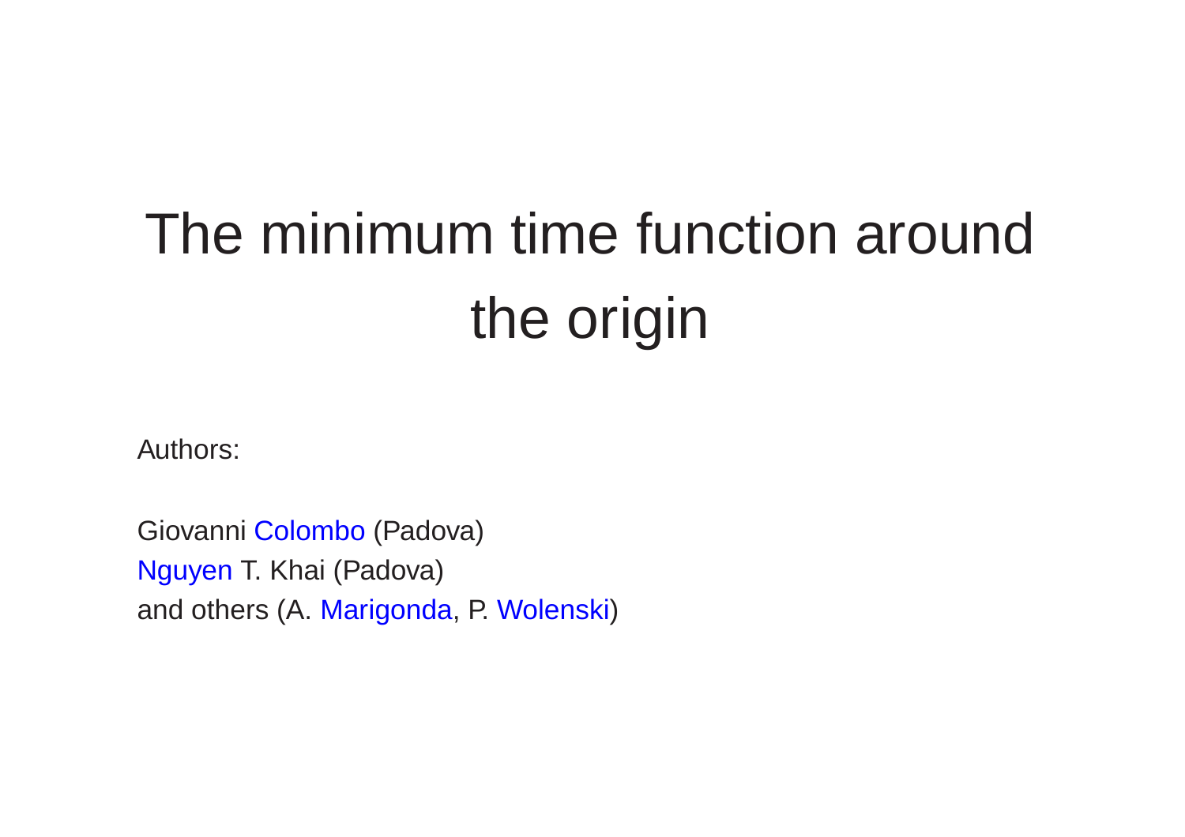# The minimum time function around the origin

Authors:

Giovanni Colombo (Padova)  
Nguyen T. Khai (Padova)  
and others (A. Marigonda, P. Wolenski)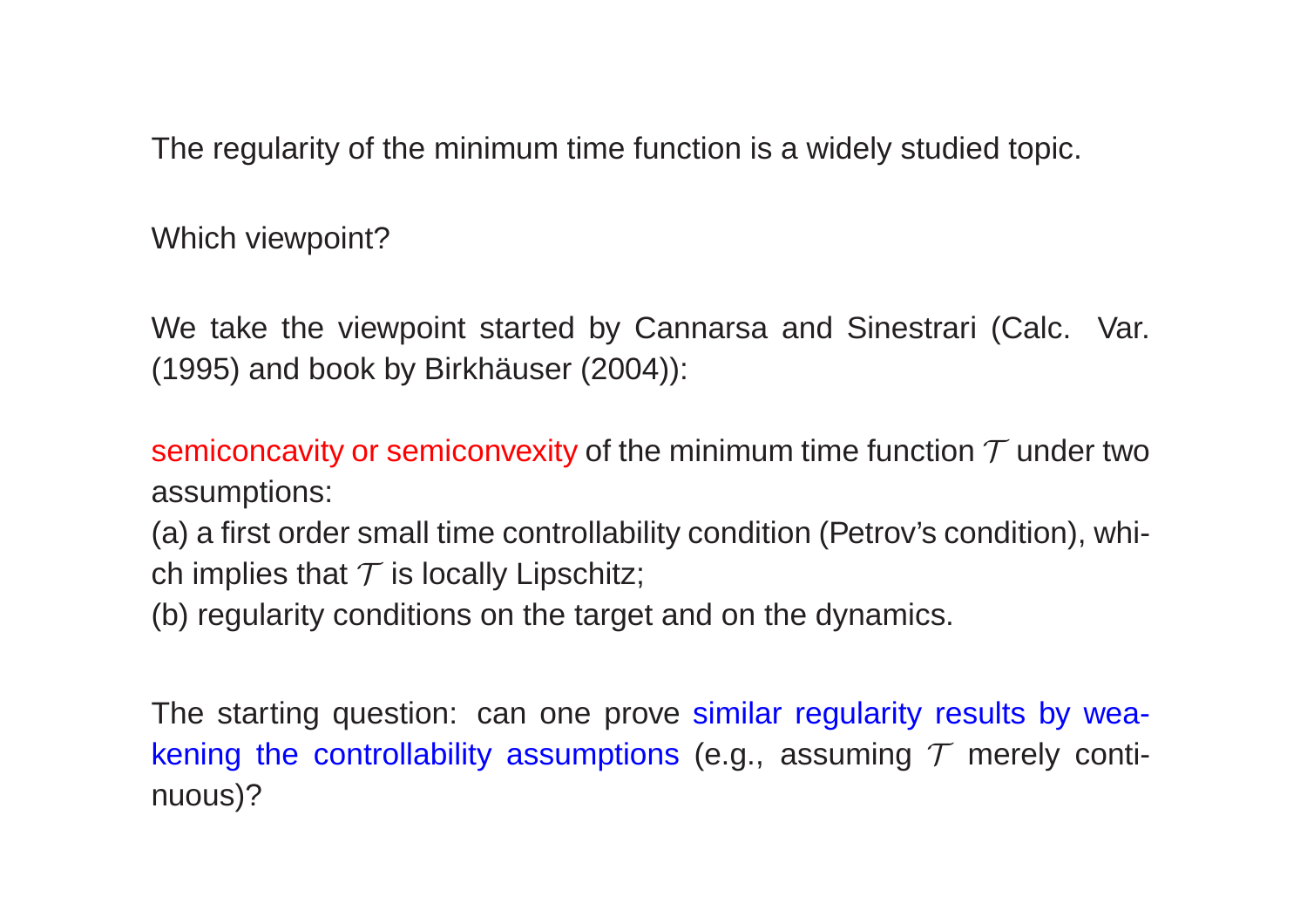The regularity of the minimum time function is a widely studied topic.

Which viewpoint?

We take the viewpoint started by Cannarsa and Sinestrari (Calc. Var. (1995) and book by Birkhäuser (2004)):

semiconcavity or semiconvexity of the minimum time function $\mathcal{T}$ under two assumptions:
(a) a first order small time controllability condition (Petrov's condition), which implies that $\mathcal{T}$ is locally Lipschitz;
(b) regularity conditions on the target and on the dynamics.

The starting question: can one prove similar regularity results by weakening the controllability assumptions (e.g., assuming $\mathcal{T}$ merely continuous)?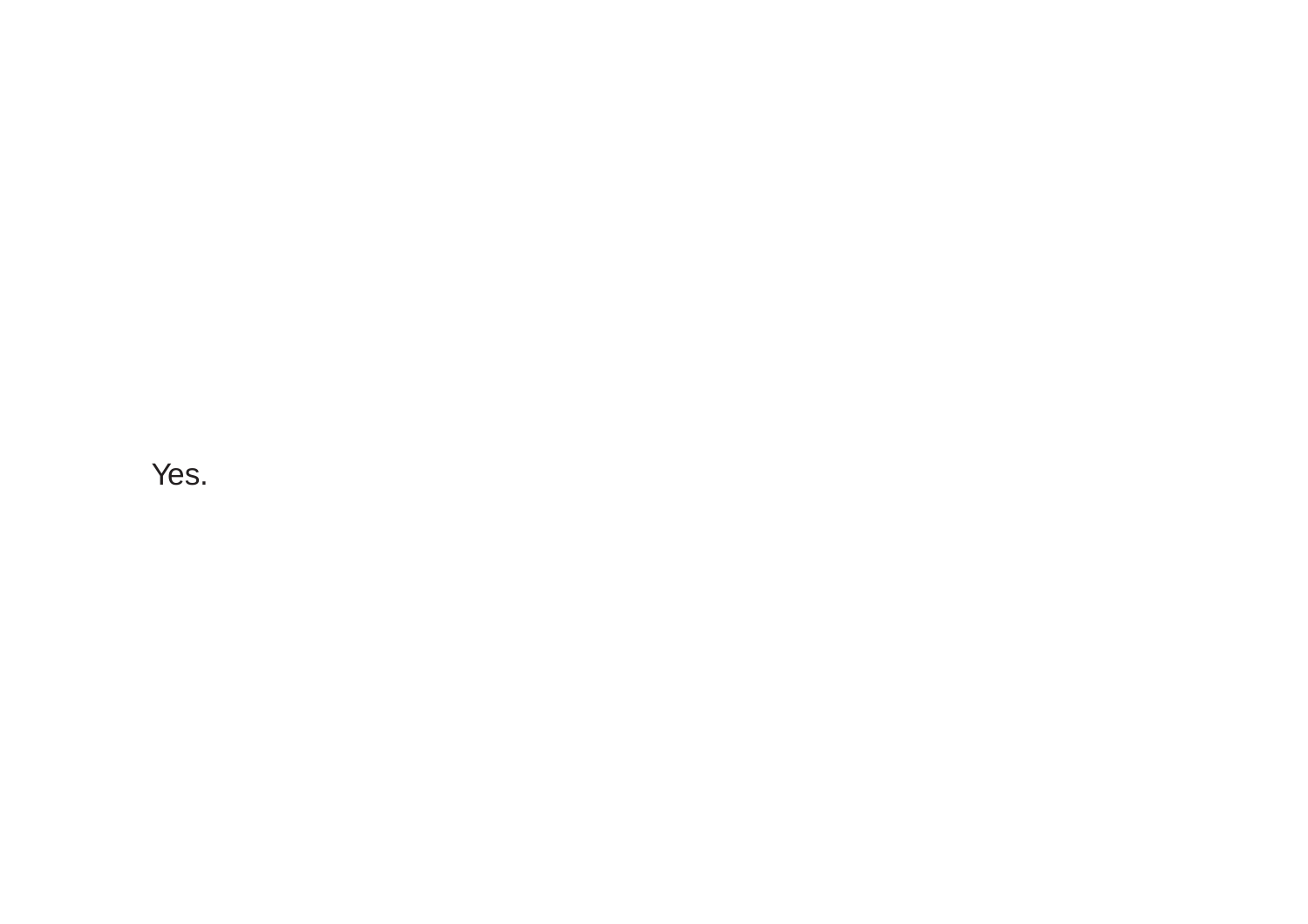Yes.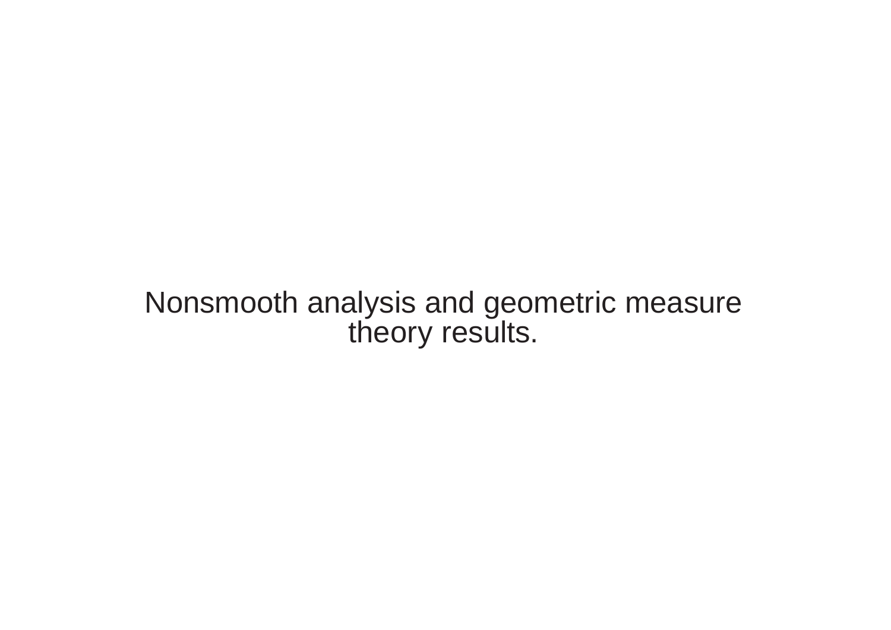# Nonsmooth analysis and geometric measure theory results.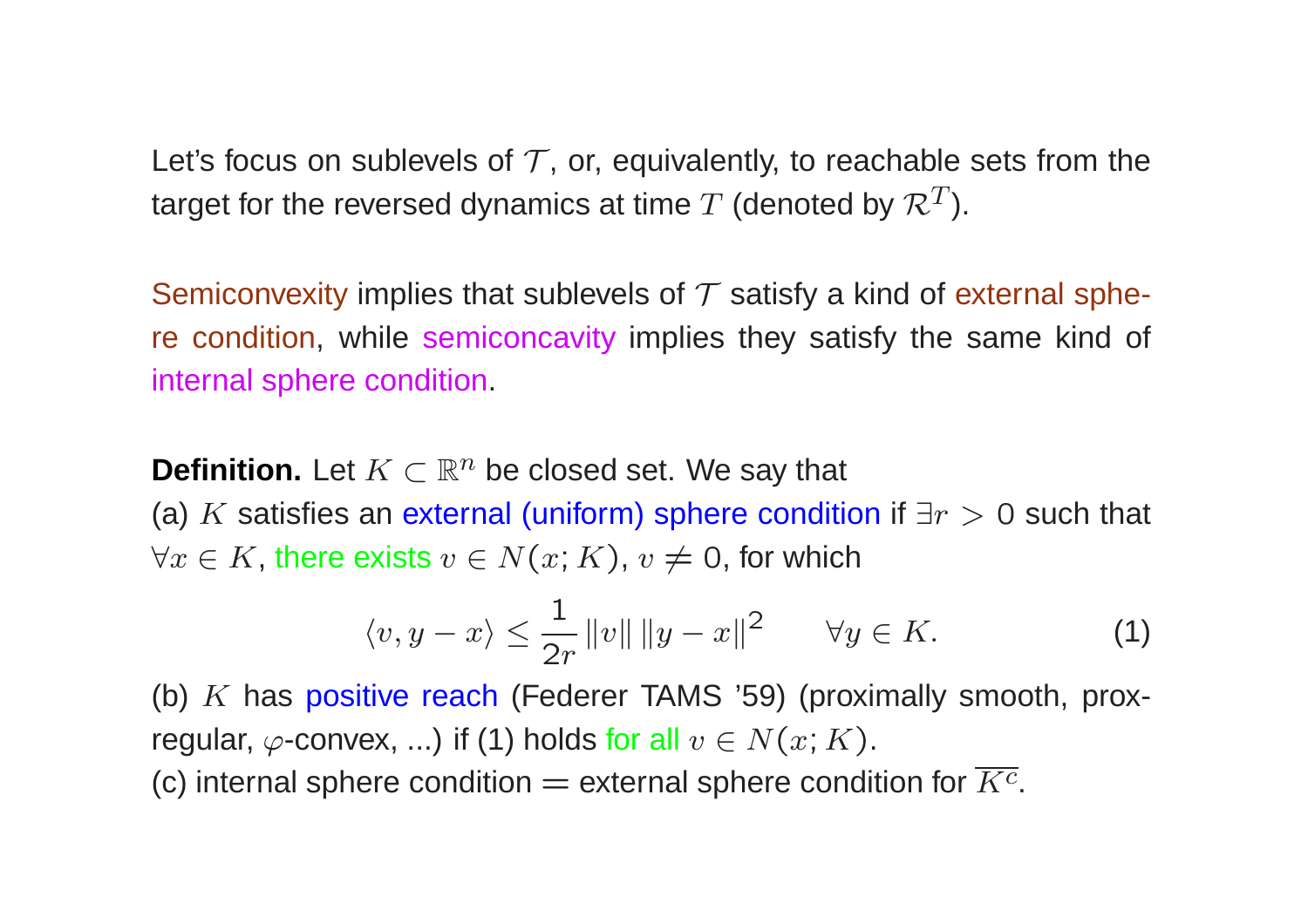Let's focus on sublevels of $\mathcal{T}$, or, equivalently, to reachable sets from the target for the reversed dynamics at time $T$ (denoted by $\mathcal{R}^T$).

Semiconvexity implies that sublevels of $\mathcal{T}$ satisfy a kind of external sphere condition, while semiconcavity implies they satisfy the same kind of internal sphere condition.

**Definition.** Let $K \subset \mathbb{R}^n$ be closed set. We say that
(a) $K$ satisfies an external (uniform) sphere condition if $\exists r > 0$ such that $\forall x \in K$, there exists $v \in N(x; K)$, $v \neq 0$, for which

$$\langle v, y - x \rangle \leq \frac{1}{2r} \|v\| \, \|y - x\|^2 \qquad \forall y \in K. \tag{1}$$

(b) $K$ has positive reach (Federer TAMS '59) (proximally smooth, prox-regular, $\varphi$-convex, ...) if (1) holds for all $v \in N(x; K)$.
(c) internal sphere condition = external sphere condition for $\overline{K^c}$.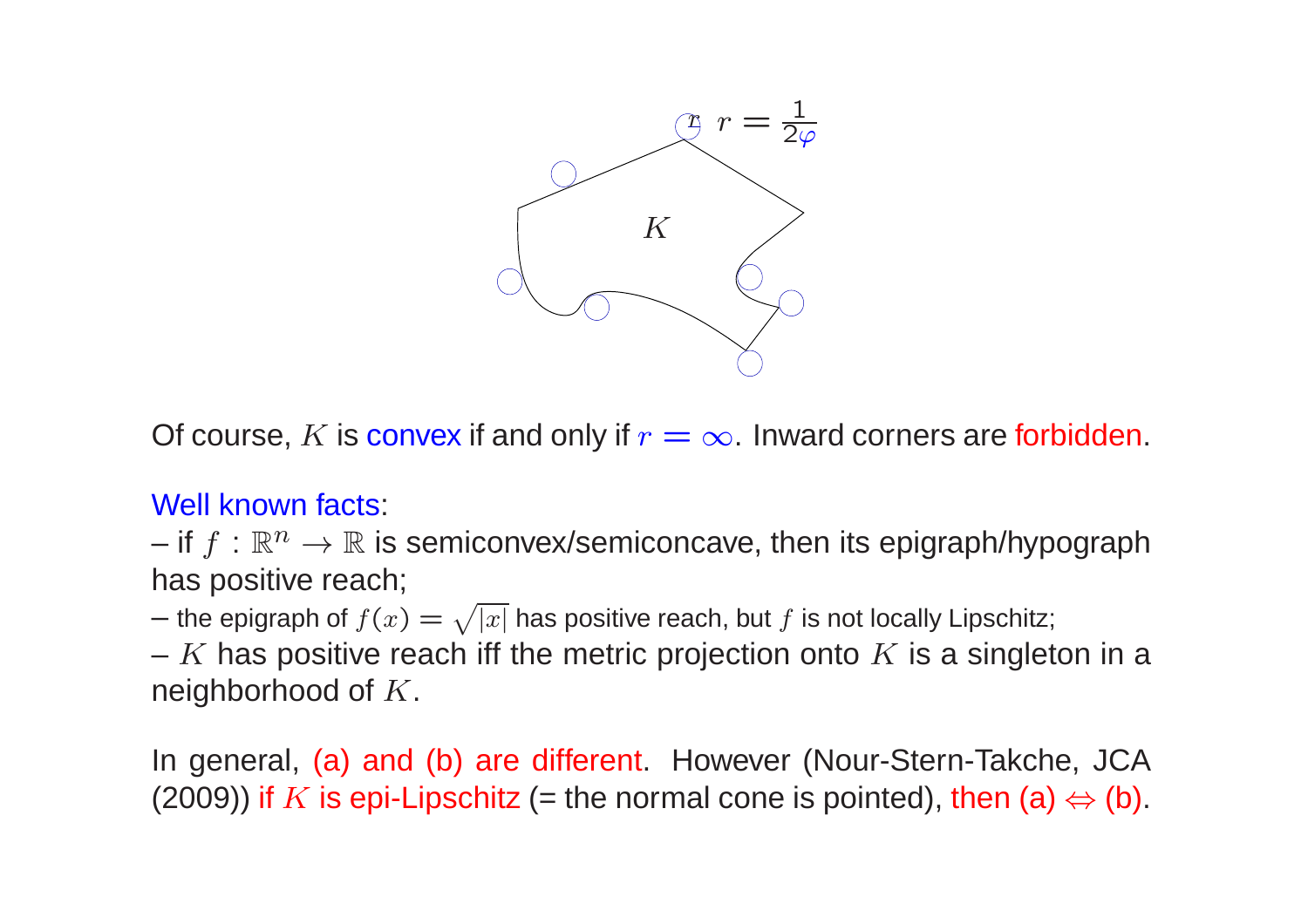Of course, $K$ is convex if and only if $r = \infty$. Inward corners are forbidden.

Well known facts:

– if $f : \mathbb{R}^n \to \mathbb{R}$ is semiconvex/semiconcave, then its epigraph/hypograph has positive reach;

– the epigraph of $f(x) = \sqrt{|x|}$ has positive reach, but $f$ is not locally Lipschitz;

– $K$ has positive reach iff the metric projection onto $K$ is a singleton in a neighborhood of $K$.

In general, (a) and (b) are different. However (Nour-Stern-Takche, JCA (2009)) if $K$ is epi-Lipschitz (= the normal cone is pointed), then (a) $\Leftrightarrow$ (b).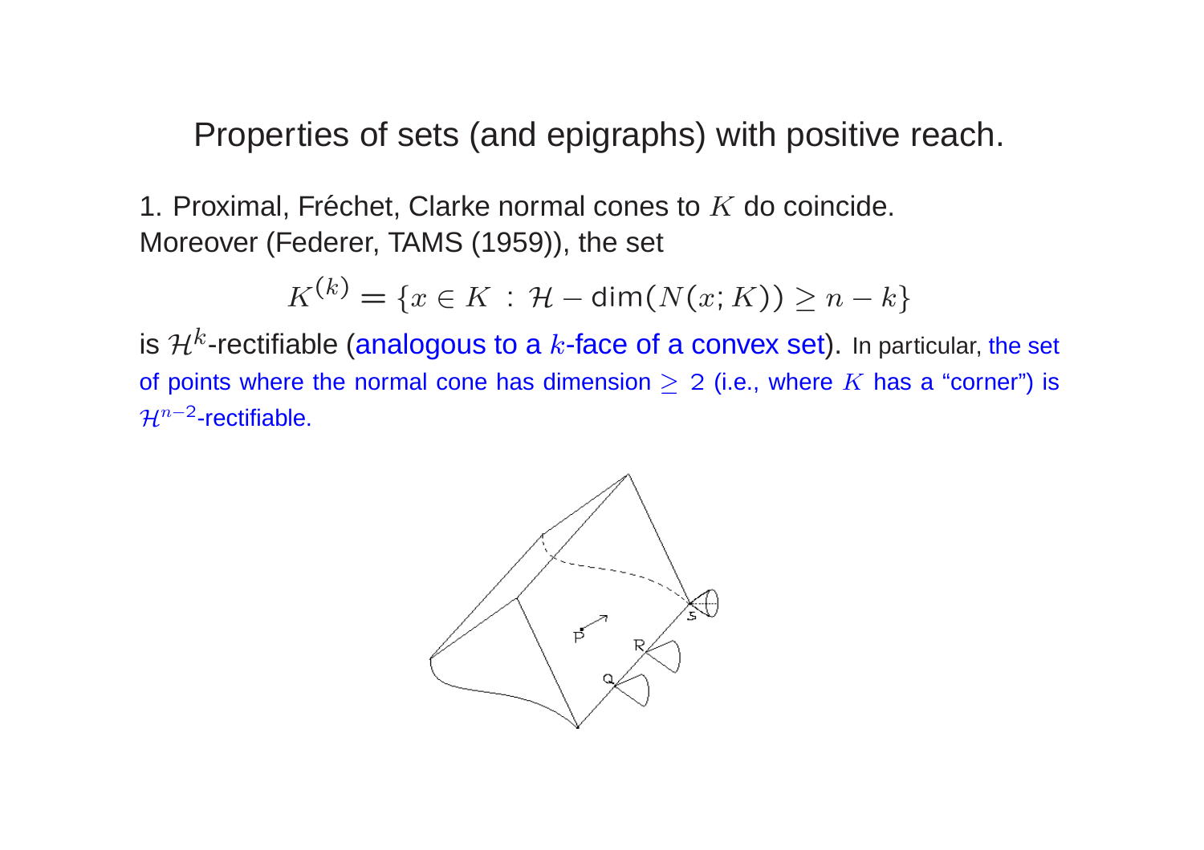# Properties of sets (and epigraphs) with positive reach.

1. Proximal, Fréchet, Clarke normal cones to $K$ do coincide.
Moreover (Federer, TAMS (1959)), the set

$$K^{(k)} = \{x \in K \,:\, \mathcal{H} - \text{dim}(N(x;K)) \geq n - k\}$$

is $\mathcal{H}^k$-rectifiable (analogous to a $k$-face of a convex set). In particular, the set of points where the normal cone has dimension $\geq 2$ (i.e., where $K$ has a "corner") is $\mathcal{H}^{n-2}$-rectifiable.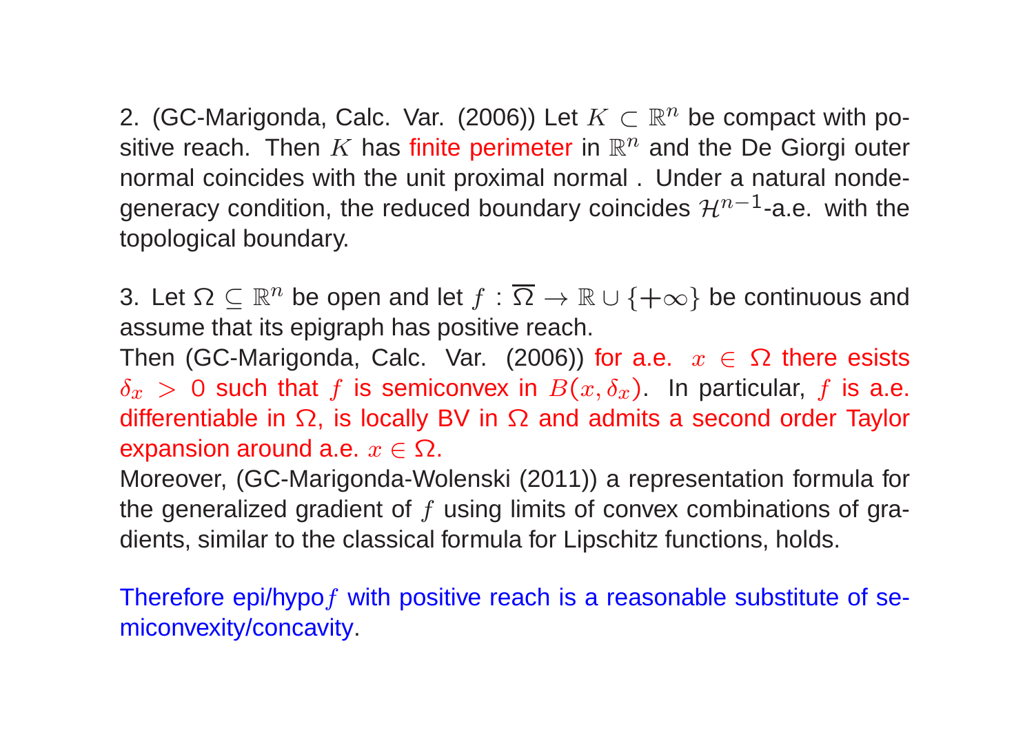2. (GC-Marigonda, Calc. Var. (2006)) Let $K \subset \mathbb{R}^n$ be compact with positive reach. Then $K$ has finite perimeter in $\mathbb{R}^n$ and the De Giorgi outer normal coincides with the unit proximal normal . Under a natural nondegeneracy condition, the reduced boundary coincides $\mathcal{H}^{n-1}$-a.e. with the topological boundary.

3. Let $\Omega \subseteq \mathbb{R}^n$ be open and let $f : \overline{\Omega} \to \mathbb{R} \cup \{+\infty\}$ be continuous and assume that its epigraph has positive reach.

Then (GC-Marigonda, Calc. Var. (2006)) for a.e. $x \in \Omega$ there esists $\delta_x > 0$ such that $f$ is semiconvex in $B(x, \delta_x)$. In particular, $f$ is a.e. differentiable in $\Omega$, is locally BV in $\Omega$ and admits a second order Taylor expansion around a.e. $x \in \Omega$.

Moreover, (GC-Marigonda-Wolenski (2011)) a representation formula for the generalized gradient of $f$ using limits of convex combinations of gradients, similar to the classical formula for Lipschitz functions, holds.

Therefore epi/hypo$f$ with positive reach is a reasonable substitute of semiconvexity/concavity.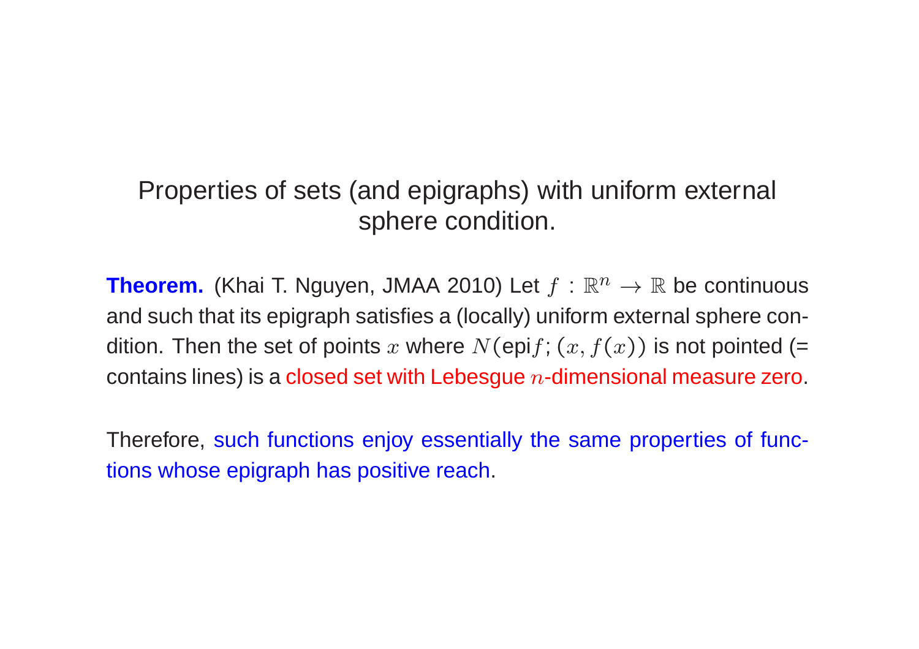## Properties of sets (and epigraphs) with uniform external sphere condition.

**Theorem.** (Khai T. Nguyen, JMAA 2010) Let $f : \mathbb{R}^n \to \mathbb{R}$ be continuous and such that its epigraph satisfies a (locally) uniform external sphere condition. Then the set of points $x$ where $N(\text{epi}f; (x, f(x))$ is not pointed (= contains lines) is a closed set with Lebesgue $n$-dimensional measure zero.

Therefore, such functions enjoy essentially the same properties of functions whose epigraph has positive reach.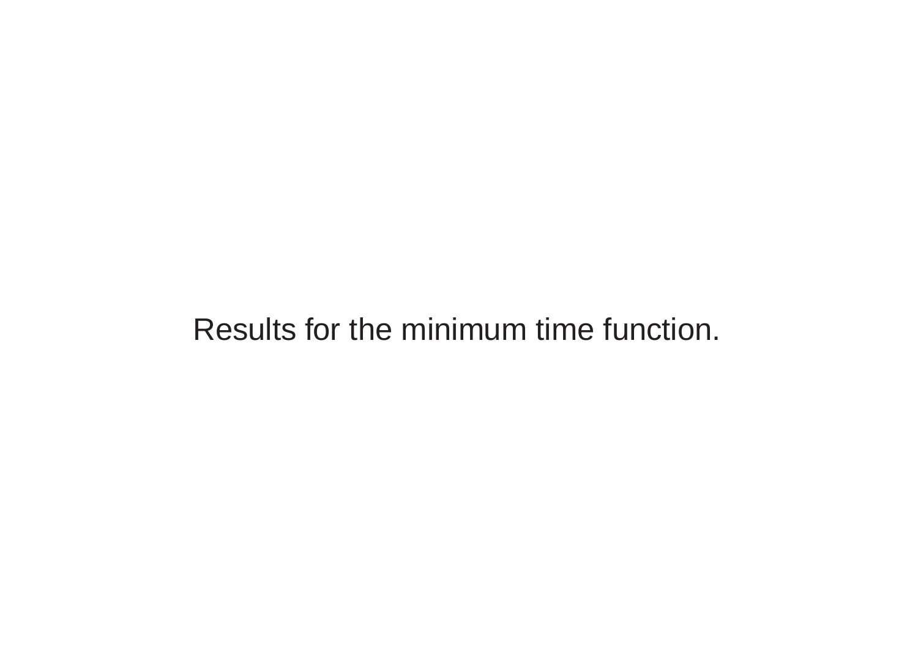Results for the minimum time function.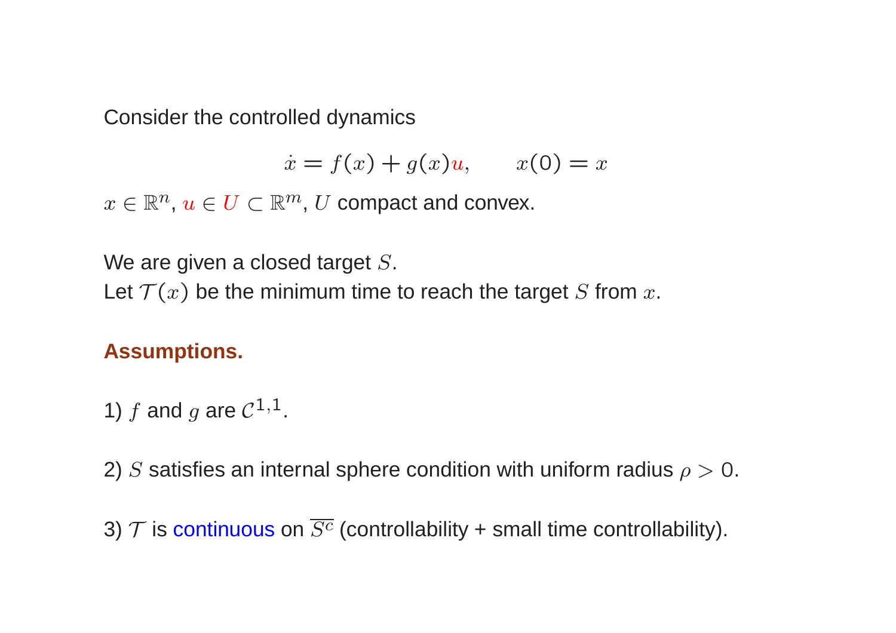Consider the controlled dynamics

$$\dot{x} = f(x) + g(x)u, \qquad x(0) = x$$

$x \in \mathbb{R}^n$, $u \in U \subset \mathbb{R}^m$, $U$ compact and convex.

We are given a closed target $S$.
Let $\mathcal{T}(x)$ be the minimum time to reach the target $S$ from $x$.

**Assumptions.**

1) $f$ and $g$ are $\mathcal{C}^{1,1}$.

2) $S$ satisfies an internal sphere condition with uniform radius $\rho > 0$.

3) $\mathcal{T}$ is continuous on $\overline{S^c}$ (controllability + small time controllability).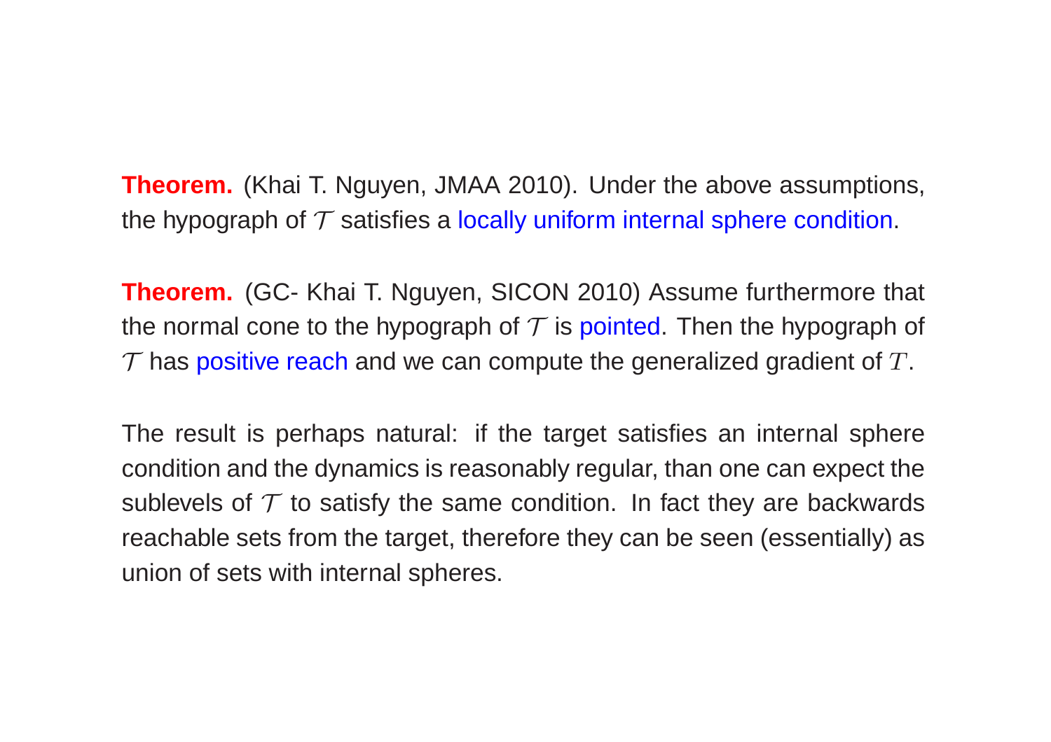**Theorem.** (Khai T. Nguyen, JMAA 2010). Under the above assumptions, the hypograph of $\mathcal{T}$ satisfies a locally uniform internal sphere condition.

**Theorem.** (GC- Khai T. Nguyen, SICON 2010) Assume furthermore that the normal cone to the hypograph of $\mathcal{T}$ is pointed. Then the hypograph of $\mathcal{T}$ has positive reach and we can compute the generalized gradient of $T$.

The result is perhaps natural: if the target satisfies an internal sphere condition and the dynamics is reasonably regular, than one can expect the sublevels of $\mathcal{T}$ to satisfy the same condition. In fact they are backwards reachable sets from the target, therefore they can be seen (essentially) as union of sets with internal spheres.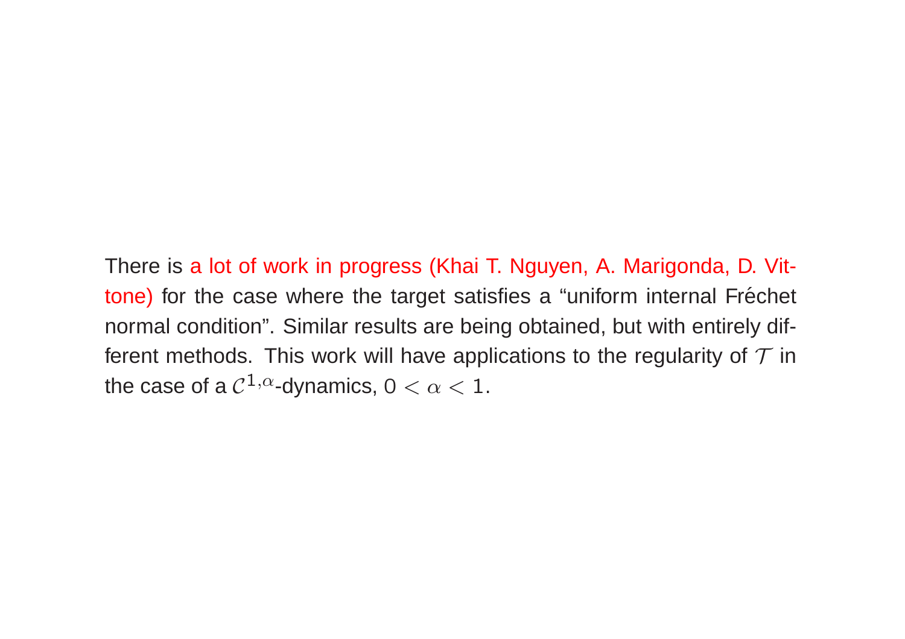There is a lot of work in progress (Khai T. Nguyen, A. Marigonda, D. Vittone) for the case where the target satisfies a “uniform internal Fréchet normal condition”. Similar results are being obtained, but with entirely different methods. This work will have applications to the regularity of $\mathcal{T}$ in the case of a $\mathcal{C}^{1,\alpha}$-dynamics, $0 < \alpha < 1$.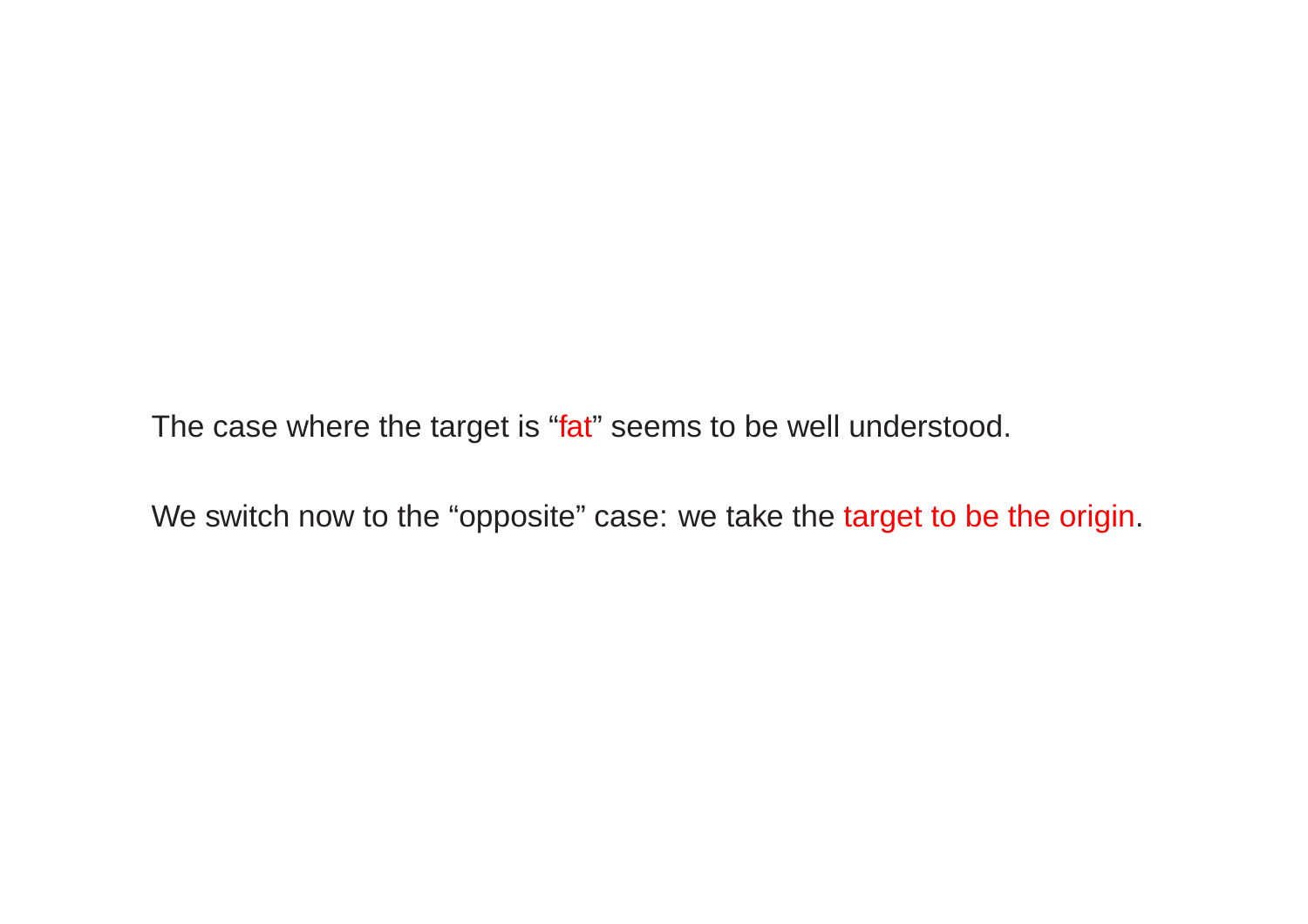The case where the target is “fat” seems to be well understood.

We switch now to the “opposite” case: we take the target to be the origin.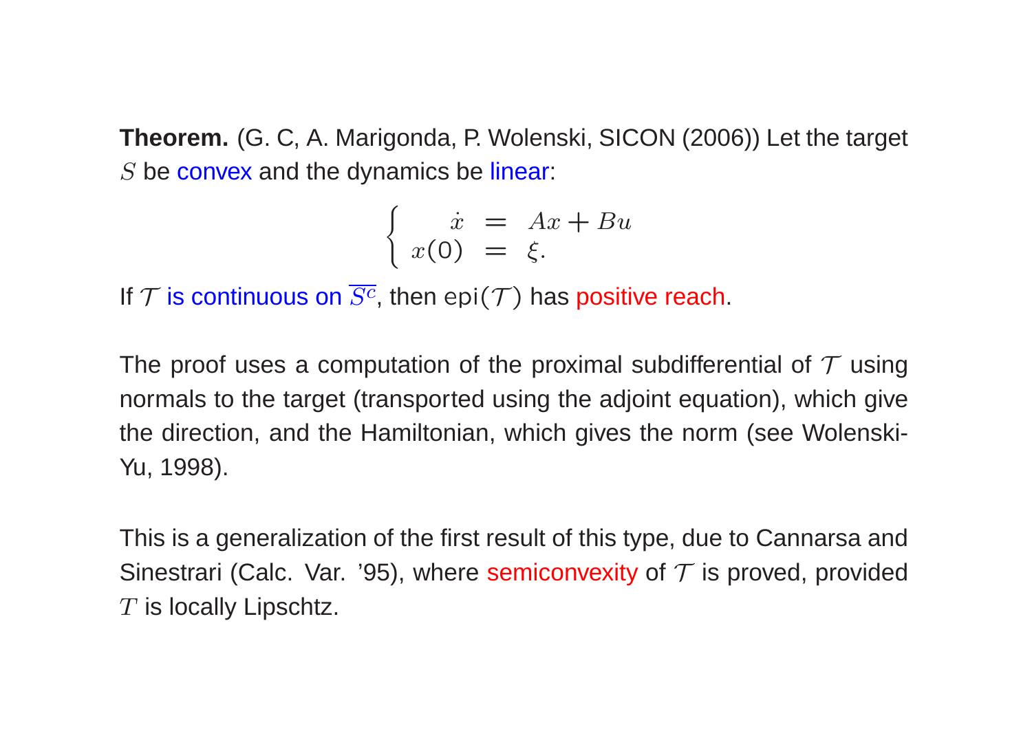**Theorem.** (G. C, A. Marigonda, P. Wolenski, SICON (2006)) Let the target $S$ be convex and the dynamics be linear:

$$\begin{cases} \dot{x} &= Ax + Bu \\ x(0) &= \xi. \end{cases}$$

If $\mathcal{T}$ is continuous on $\overline{S^c}$, then $\mathrm{epi}(\mathcal{T})$ has positive reach.

The proof uses a computation of the proximal subdifferential of $\mathcal{T}$ using normals to the target (transported using the adjoint equation), which give the direction, and the Hamiltonian, which gives the norm (see Wolenski-Yu, 1998).

This is a generalization of the first result of this type, due to Cannarsa and Sinestrari (Calc. Var. '95), where semiconvexity of $\mathcal{T}$ is proved, provided $T$ is locally Lipschtz.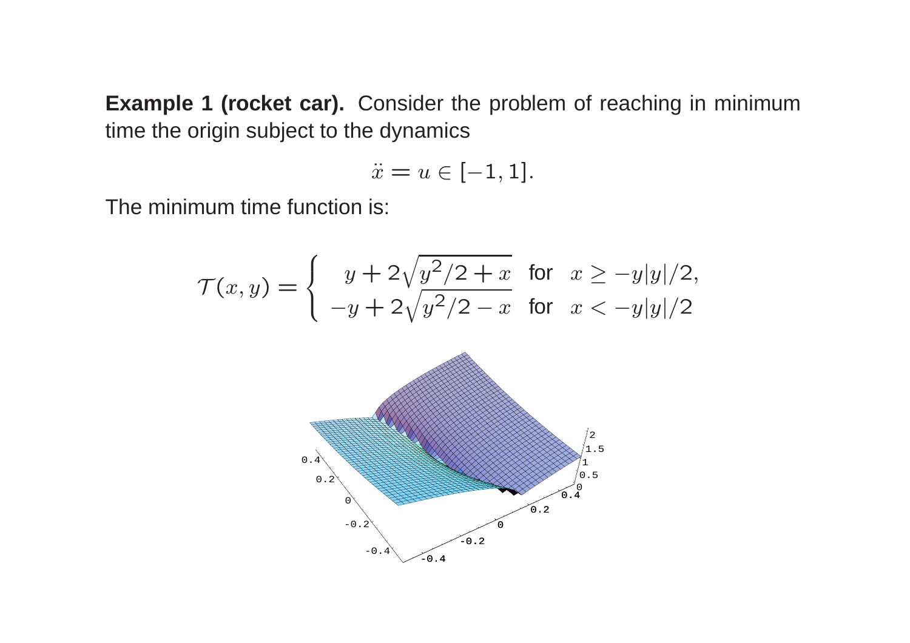**Example 1 (rocket car).** Consider the problem of reaching in minimum time the origin subject to the dynamics

$$\ddot{x} = u \in [-1, 1].$$

The minimum time function is:

$$\mathcal{T}(x, y) = \begin{cases} \;\; y + 2\sqrt{y^2/2 + x} & \text{for} \quad x \geq -y|y|/2, \\ -y + 2\sqrt{y^2/2 - x} & \text{for} \quad x < -y|y|/2 \end{cases}$$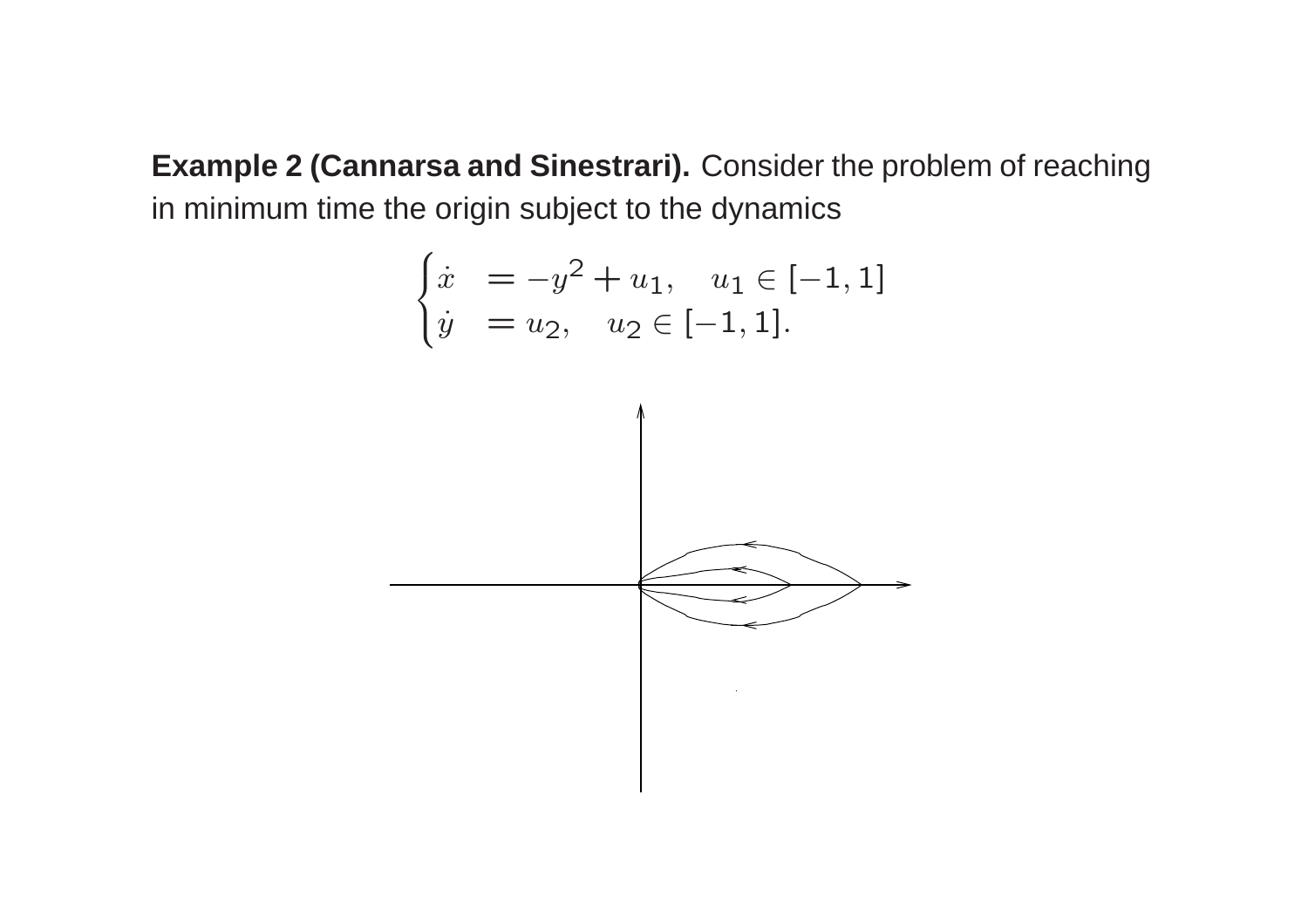**Example 2 (Cannarsa and Sinestrari).** Consider the problem of reaching in minimum time the origin subject to the dynamics

$$
\begin{cases}
\dot{x} &= -y^2 + u_1, \quad u_1 \in [-1, 1] \\
\dot{y} &= u_2, \quad u_2 \in [-1, 1].
\end{cases}
$$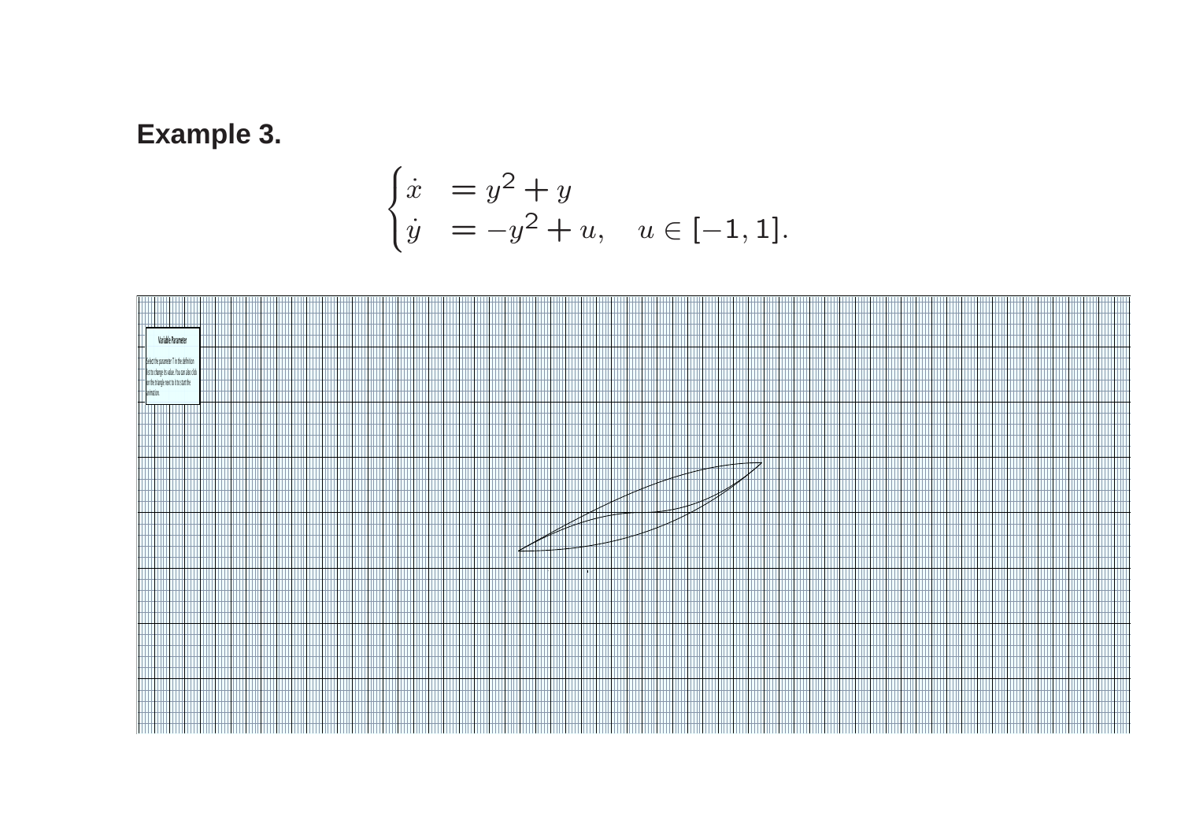**Example 3.**

$$\begin{cases} \dot{x} &= y^2 + y \\ \dot{y} &= -y^2 + u, \quad u \in [-1, 1]. \end{cases}$$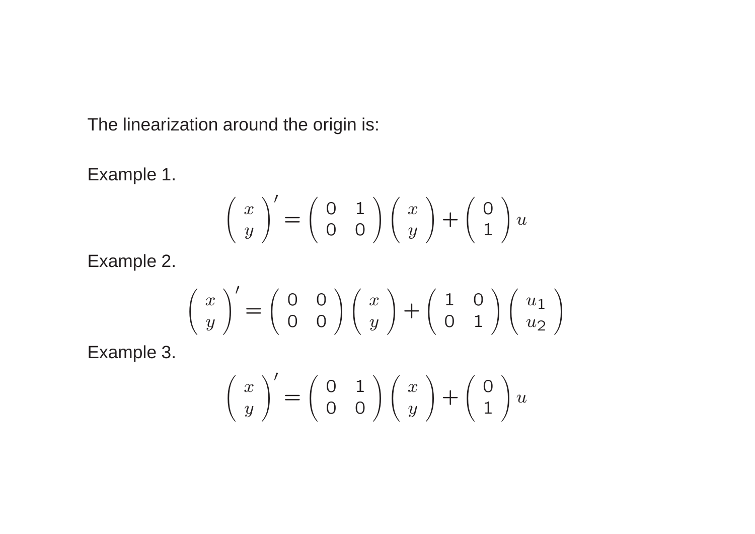The linearization around the origin is:

Example 1.

$$\begin{pmatrix} x \\ y \end{pmatrix}' = \begin{pmatrix} 0 & 1 \\ 0 & 0 \end{pmatrix} \begin{pmatrix} x \\ y \end{pmatrix} + \begin{pmatrix} 0 \\ 1 \end{pmatrix} u$$

Example 2.

$$\begin{pmatrix} x \\ y \end{pmatrix}' = \begin{pmatrix} 0 & 0 \\ 0 & 0 \end{pmatrix} \begin{pmatrix} x \\ y \end{pmatrix} + \begin{pmatrix} 1 & 0 \\ 0 & 1 \end{pmatrix} \begin{pmatrix} u_1 \\ u_2 \end{pmatrix}$$

Example 3.

$$\begin{pmatrix} x \\ y \end{pmatrix}' = \begin{pmatrix} 0 & 1 \\ 0 & 0 \end{pmatrix} \begin{pmatrix} x \\ y \end{pmatrix} + \begin{pmatrix} 0 \\ 1 \end{pmatrix} u$$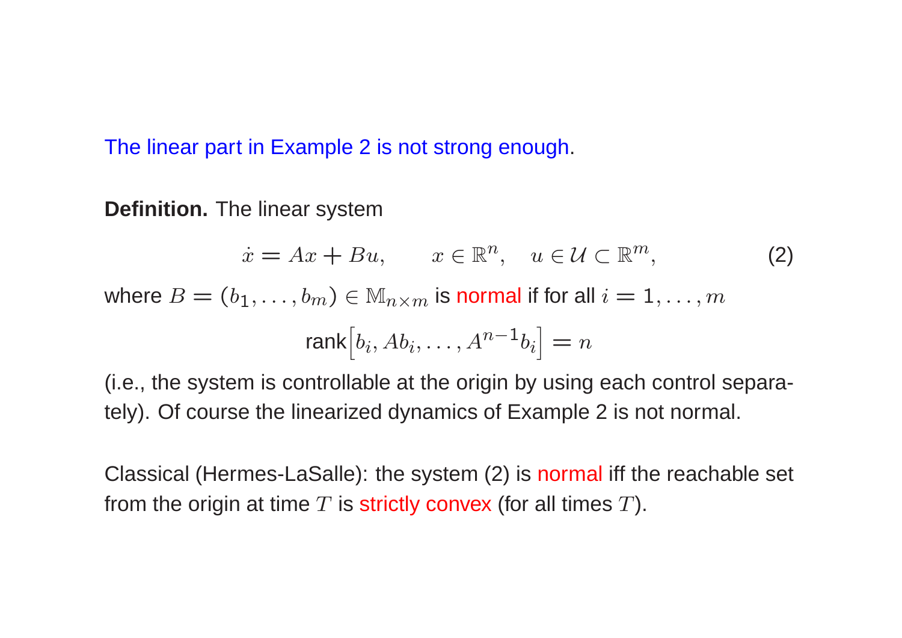The linear part in Example 2 is not strong enough.

**Definition.** The linear system

$$\dot{x} = Ax + Bu, \qquad x \in \mathbb{R}^n, \quad u \in \mathcal{U} \subset \mathbb{R}^m, \tag{2}$$

where $B = (b_1, \ldots, b_m) \in \mathbb{M}_{n\times m}$ is normal if for all $i = 1, \ldots, m$

$$\text{rank}\Big[b_i, Ab_i, \ldots, A^{n-1}b_i\Big] = n$$

(i.e., the system is controllable at the origin by using each control separately). Of course the linearized dynamics of Example 2 is not normal.

Classical (Hermes-LaSalle): the system (2) is normal iff the reachable set from the origin at time $T$ is strictly convex (for all times $T$).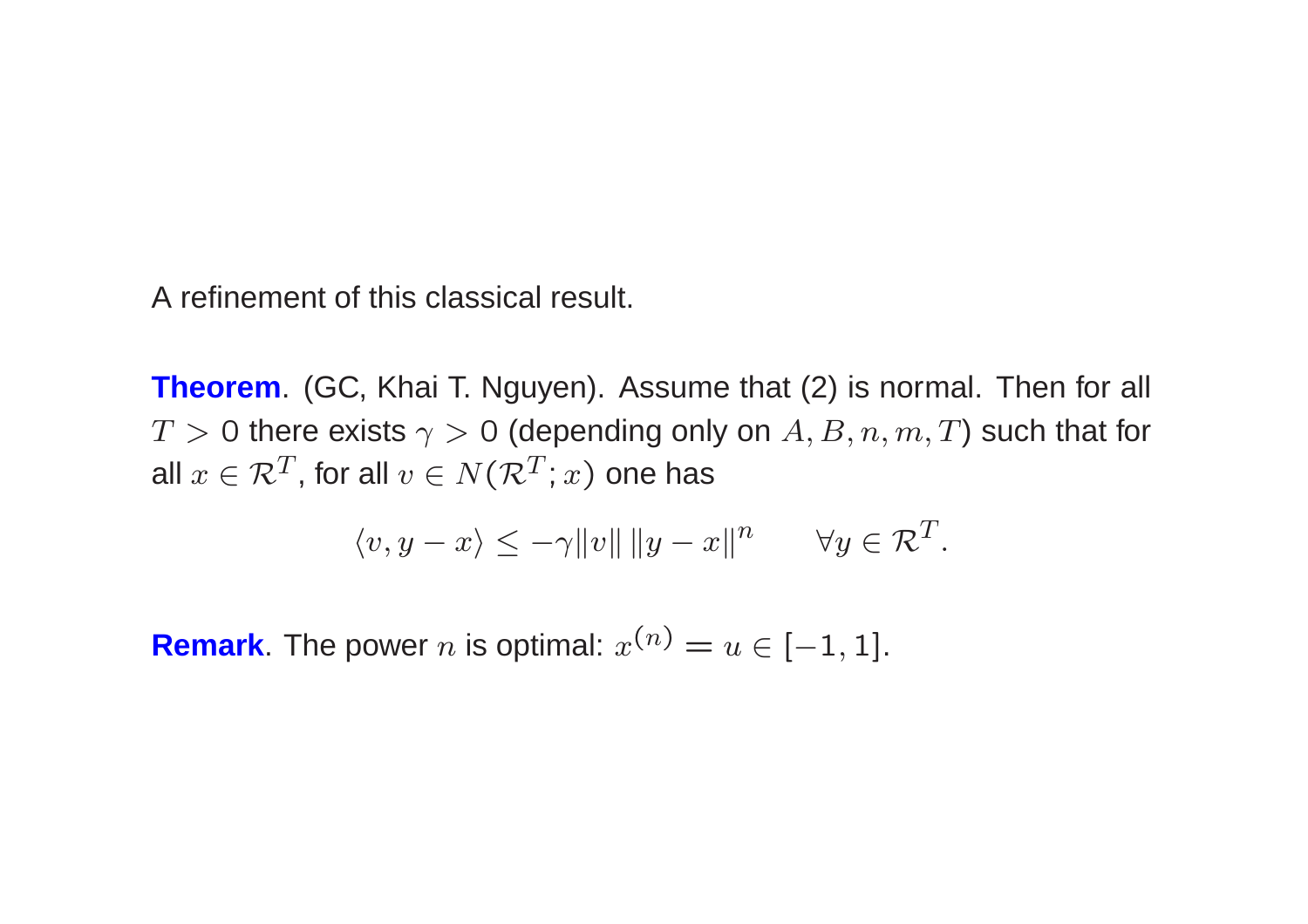A refinement of this classical result.

**Theorem**. (GC, Khai T. Nguyen). Assume that (2) is normal. Then for all $T > 0$ there exists $\gamma > 0$ (depending only on $A, B, n, m, T$) such that for all $x \in \mathcal{R}^T$, for all $v \in N(\mathcal{R}^T; x)$ one has

$$\langle v, y - x \rangle \leq -\gamma \|v\| \, \|y - x\|^n \qquad \forall y \in \mathcal{R}^T.$$

**Remark**. The power $n$ is optimal: $x^{(n)} = u \in [-1, 1]$.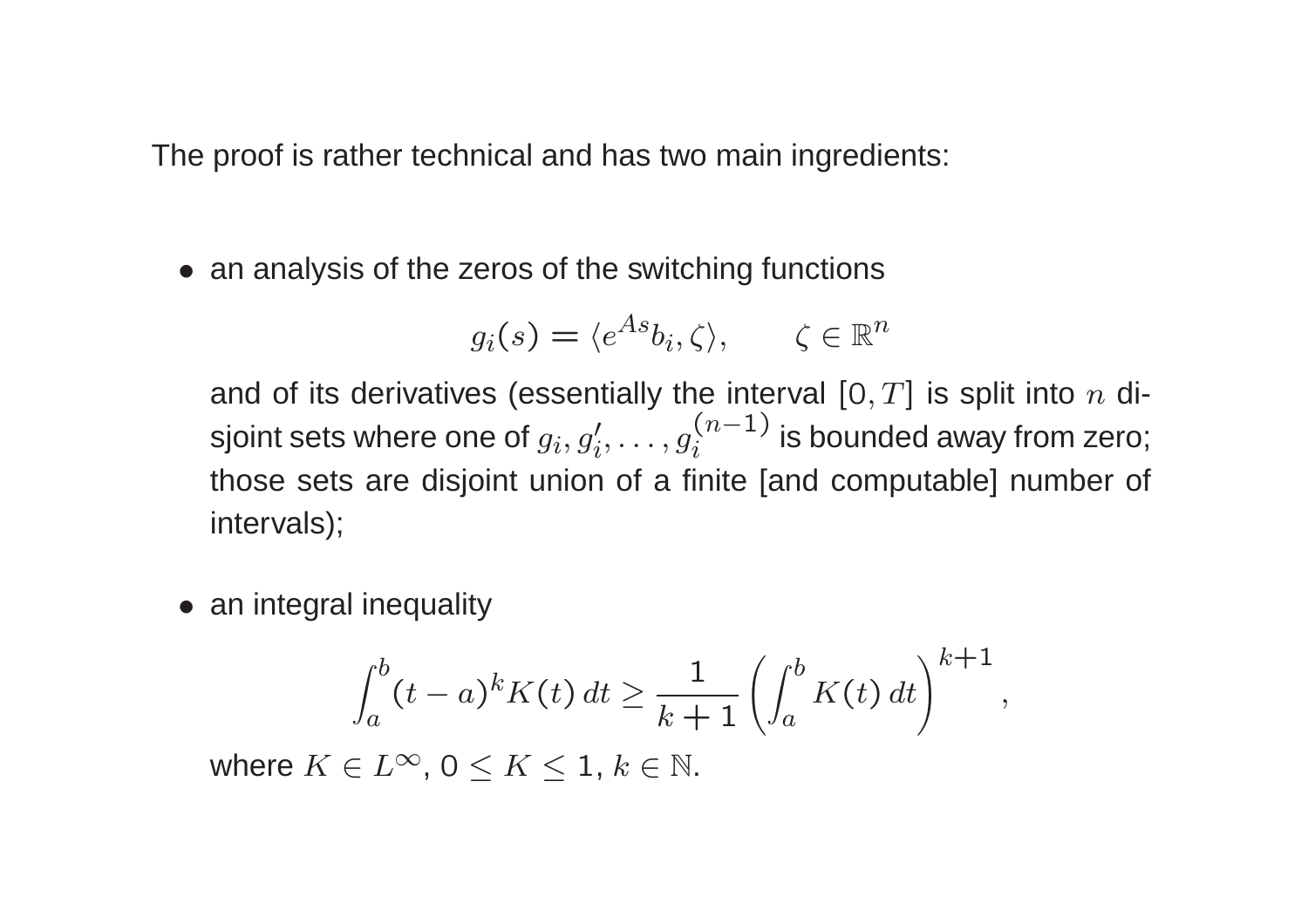The proof is rather technical and has two main ingredients:

- an analysis of the zeros of the switching functions

  $$g_i(s) = \langle e^{As} b_i, \zeta \rangle, \qquad \zeta \in \mathbb{R}^n$$

  and of its derivatives (essentially the interval $[0, T]$ is split into $n$ disjoint sets where one of $g_i, g_i', \dots, g_i^{(n-1)}$ is bounded away from zero; those sets are disjoint union of a finite [and computable] number of intervals);

- an integral inequality

  $$\int_a^b (t-a)^k K(t)\, dt \geq \frac{1}{k+1} \left( \int_a^b K(t)\, dt \right)^{k+1},$$

  where $K \in L^\infty$, $0 \leq K \leq 1$, $k \in \mathbb{N}$.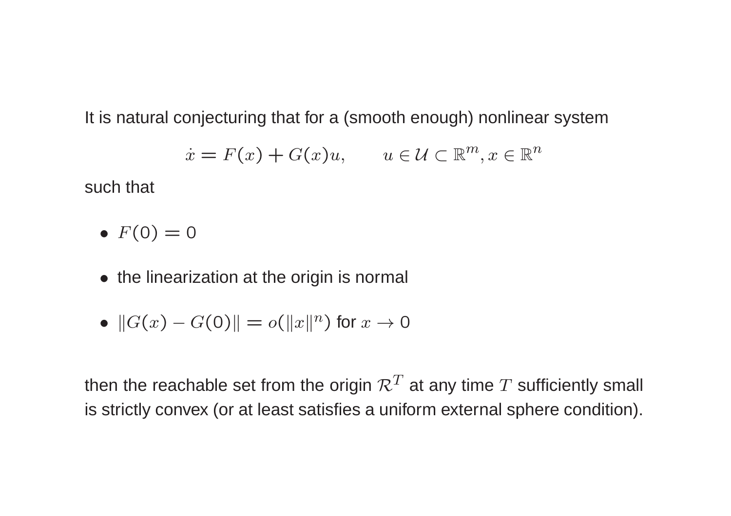It is natural conjecturing that for a (smooth enough) nonlinear system

$$\dot{x} = F(x) + G(x)u, \qquad u \in \mathcal{U} \subset \mathbb{R}^m, x \in \mathbb{R}^n$$

such that

- $F(0) = 0$
- the linearization at the origin is normal
- $\|G(x) - G(0)\| = o(\|x\|^n)$ for $x \to 0$

then the reachable set from the origin $\mathcal{R}^T$ at any time $T$ sufficiently small is strictly convex (or at least satisfies a uniform external sphere condition).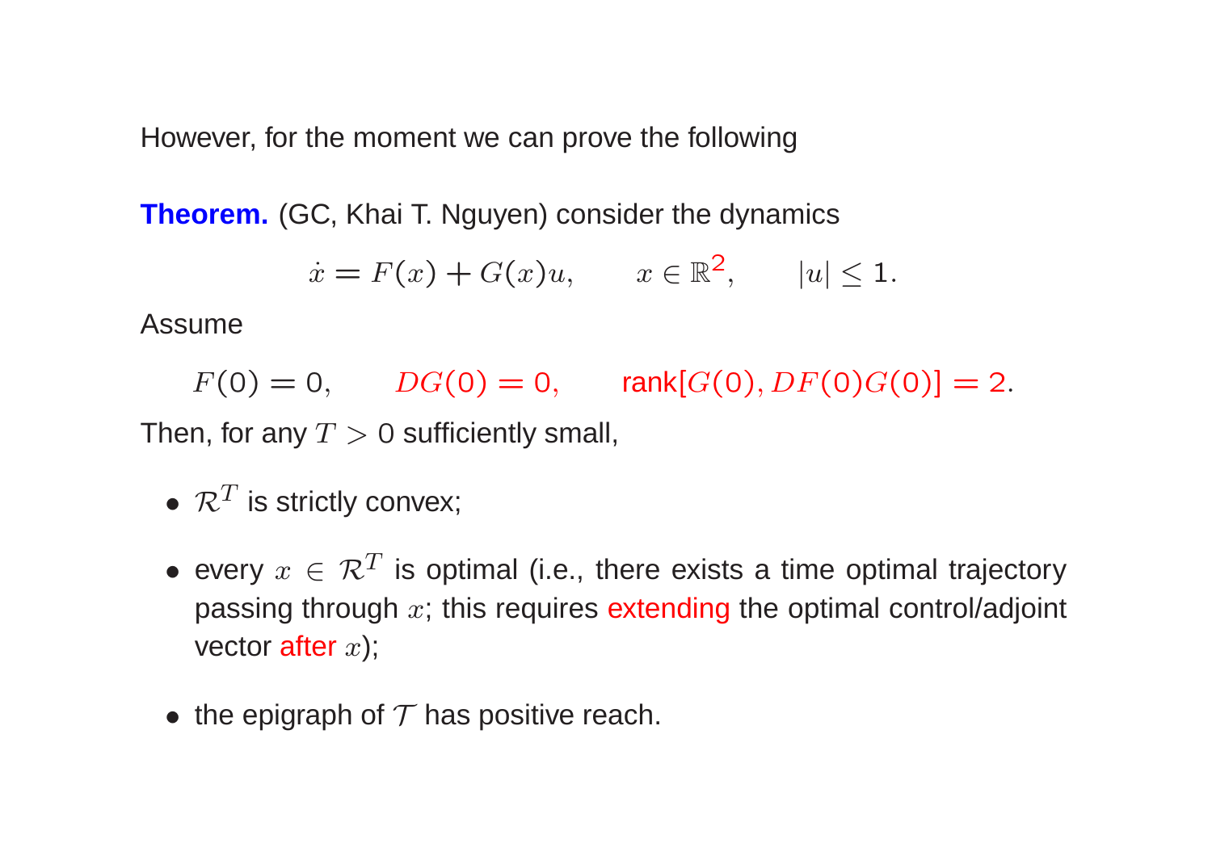However, for the moment we can prove the following

**Theorem.** (GC, Khai T. Nguyen) consider the dynamics

$$\dot{x} = F(x) + G(x)u, \qquad x \in \mathbb{R}^2, \qquad |u| \leq 1.$$

Assume

$$F(0) = 0, \qquad DG(0) = 0, \qquad \text{rank}[G(0), DF(0)G(0)] = 2.$$

Then, for any $T > 0$ sufficiently small,

- $\mathcal{R}^T$ is strictly convex;
- every $x \in \mathcal{R}^T$ is optimal (i.e., there exists a time optimal trajectory passing through $x$; this requires extending the optimal control/adjoint vector after $x$);
- the epigraph of $\mathcal{T}$ has positive reach.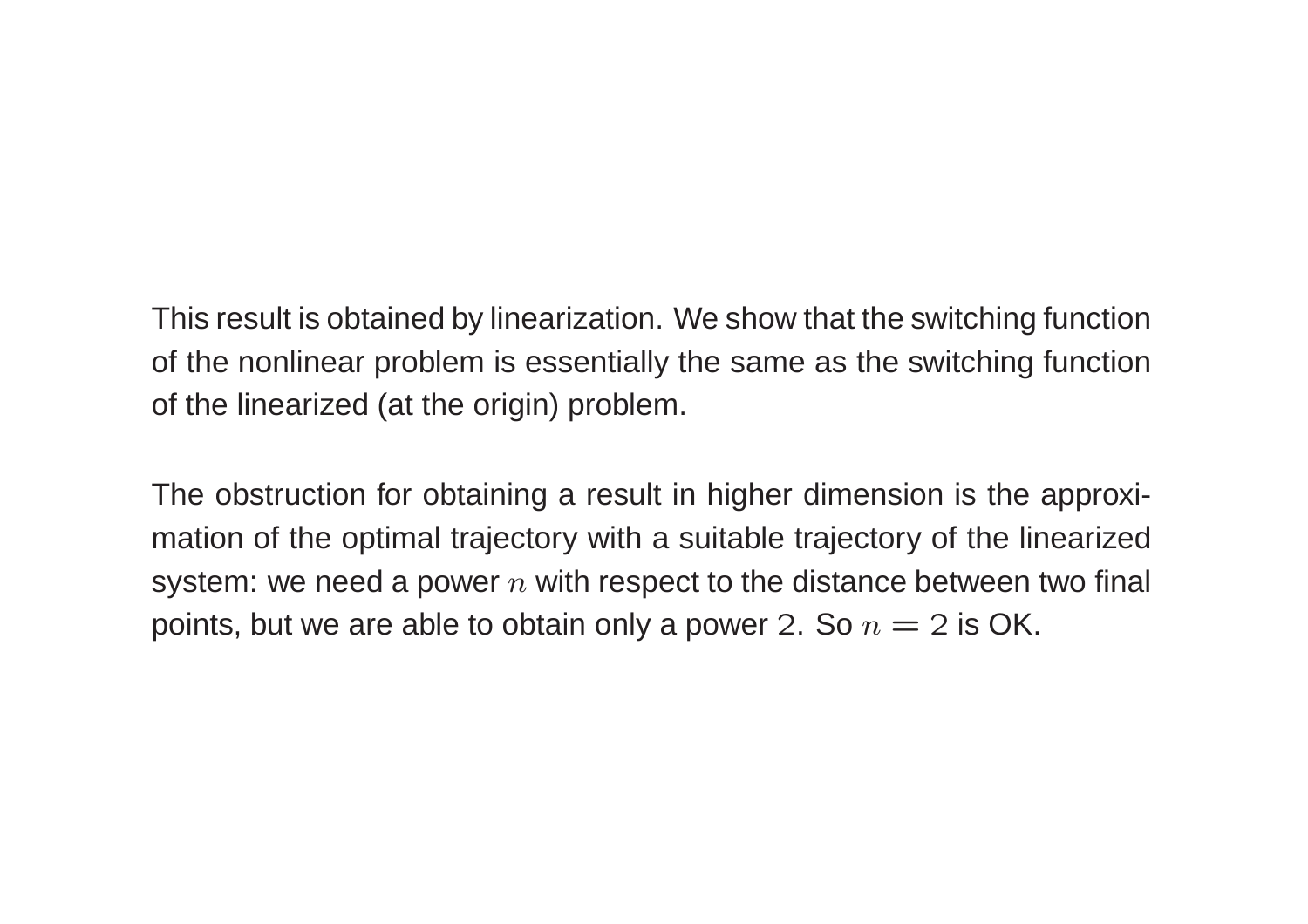This result is obtained by linearization. We show that the switching function of the nonlinear problem is essentially the same as the switching function of the linearized (at the origin) problem.

The obstruction for obtaining a result in higher dimension is the approximation of the optimal trajectory with a suitable trajectory of the linearized system: we need a power $n$ with respect to the distance between two final points, but we are able to obtain only a power $2$. So $n = 2$ is OK.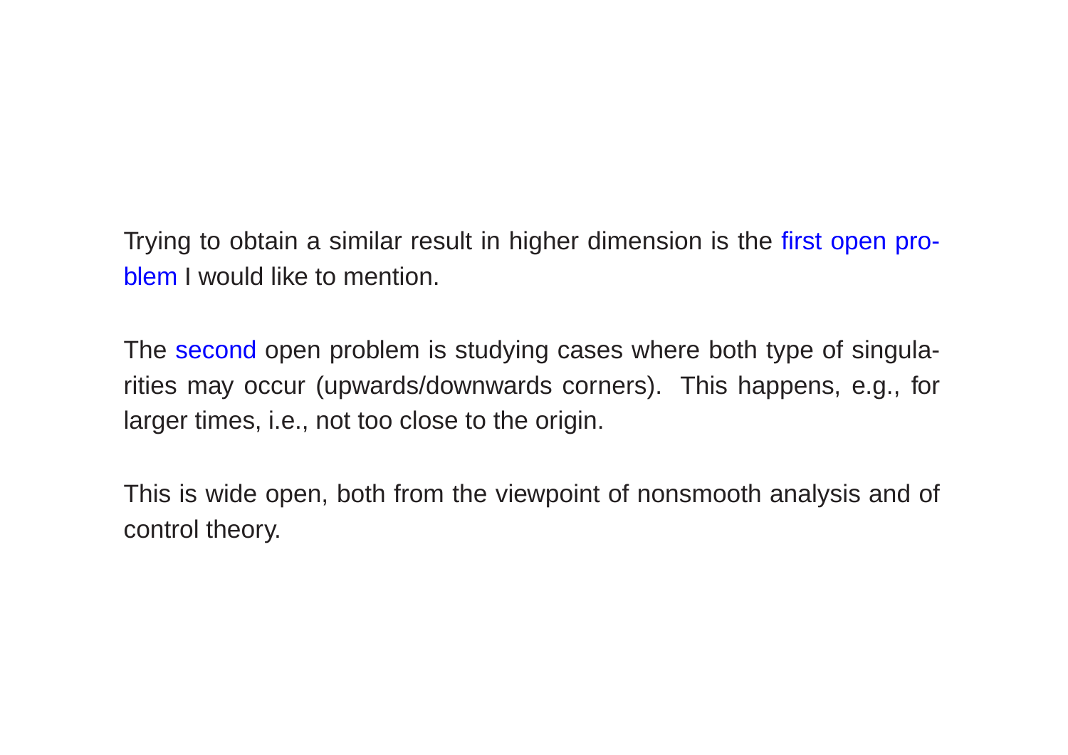Trying to obtain a similar result in higher dimension is the first open problem I would like to mention.

The second open problem is studying cases where both type of singularities may occur (upwards/downwards corners). This happens, e.g., for larger times, i.e., not too close to the origin.

This is wide open, both from the viewpoint of nonsmooth analysis and of control theory.